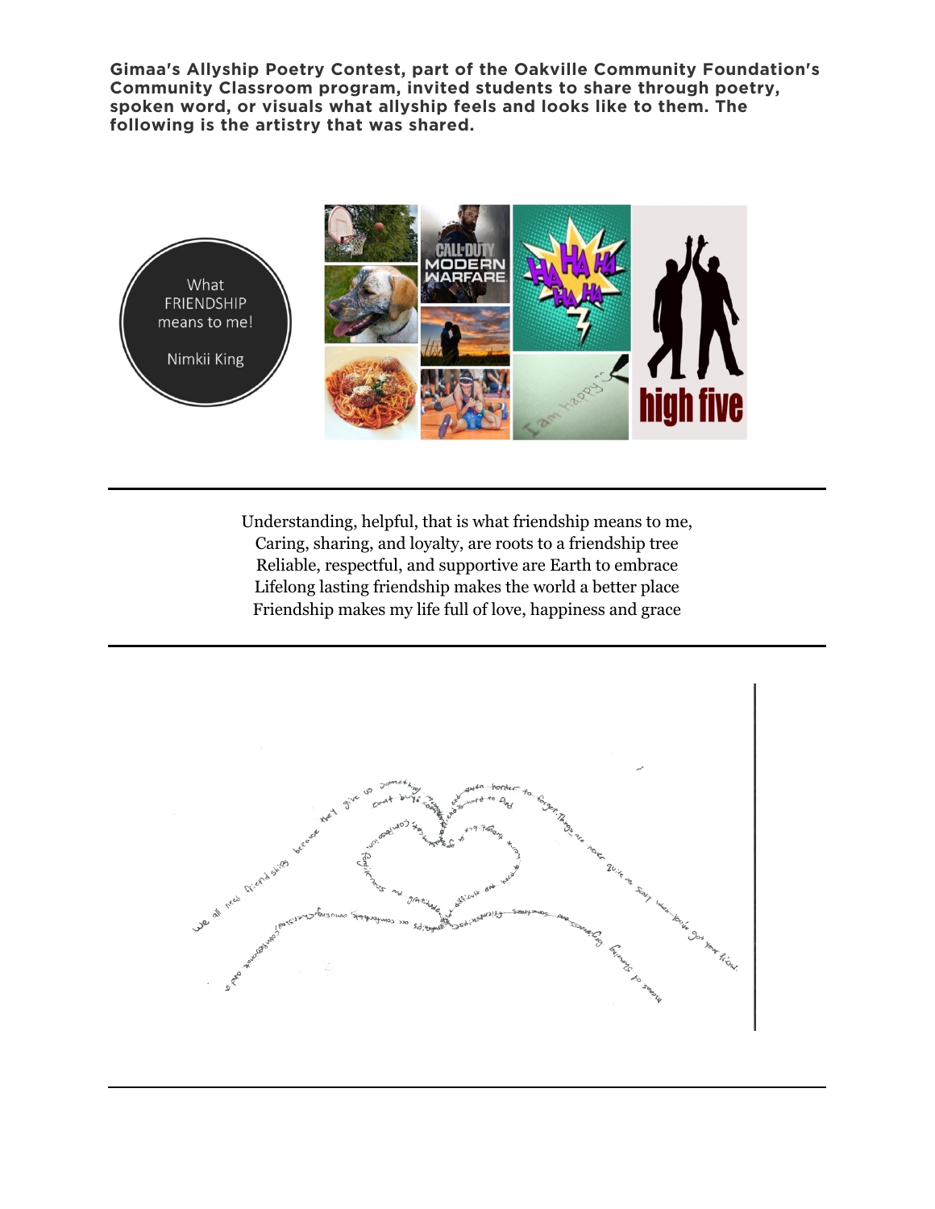**Gimaa's Allyship Poetry Contest, part of the Oakville Community Foundation's Community Classroom program, invited students to share through poetry, spoken word, or visuals what allyship feels and looks like to them. The following is the artistry that was shared.**

What FRIENDSHIP means to me!

Nimkii King

---

Understanding, helpful, that is what friendship means to me,
Caring, sharing, and loyalty, are roots to a friendship tree
Reliable, respectful, and supportive are Earth to embrace
Lifelong lasting friendship makes the world a better place
Friendship makes my life full of love, happiness and grace

---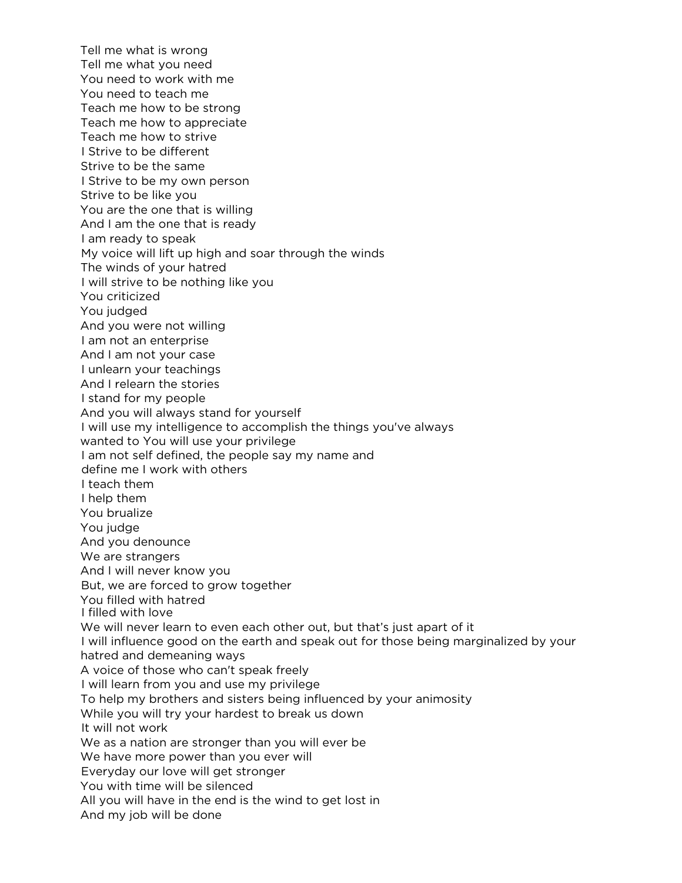Tell me what is wrong  
Tell me what you need  
You need to work with me  
You need to teach me  
Teach me how to be strong  
Teach me how to appreciate  
Teach me how to strive  
I Strive to be different  
Strive to be the same  
I Strive to be my own person  
Strive to be like you  
You are the one that is willing  
And I am the one that is ready  
I am ready to speak  
My voice will lift up high and soar through the winds  
The winds of your hatred  
I will strive to be nothing like you  
You criticized  
You judged  
And you were not willing  
I am not an enterprise  
And I am not your case  
I unlearn your teachings  
And I relearn the stories  
I stand for my people  
And you will always stand for yourself  
I will use my intelligence to accomplish the things you've always wanted to You will use your privilege  
I am not self defined, the people say my name and define me I work with others  
I teach them  
I help them  
You brualize  
You judge  
And you denounce  
We are strangers  
And I will never know you  
But, we are forced to grow together  
You filled with hatred  
I filled with love  
We will never learn to even each other out, but that's just apart of it  
I will influence good on the earth and speak out for those being marginalized by your hatred and demeaning ways  
A voice of those who can't speak freely  
I will learn from you and use my privilege  
To help my brothers and sisters being influenced by your animosity  
While you will try your hardest to break us down  
It will not work  
We as a nation are stronger than you will ever be  
We have more power than you ever will  
Everyday our love will get stronger  
You with time will be silenced  
All you will have in the end is the wind to get lost in  
And my job will be done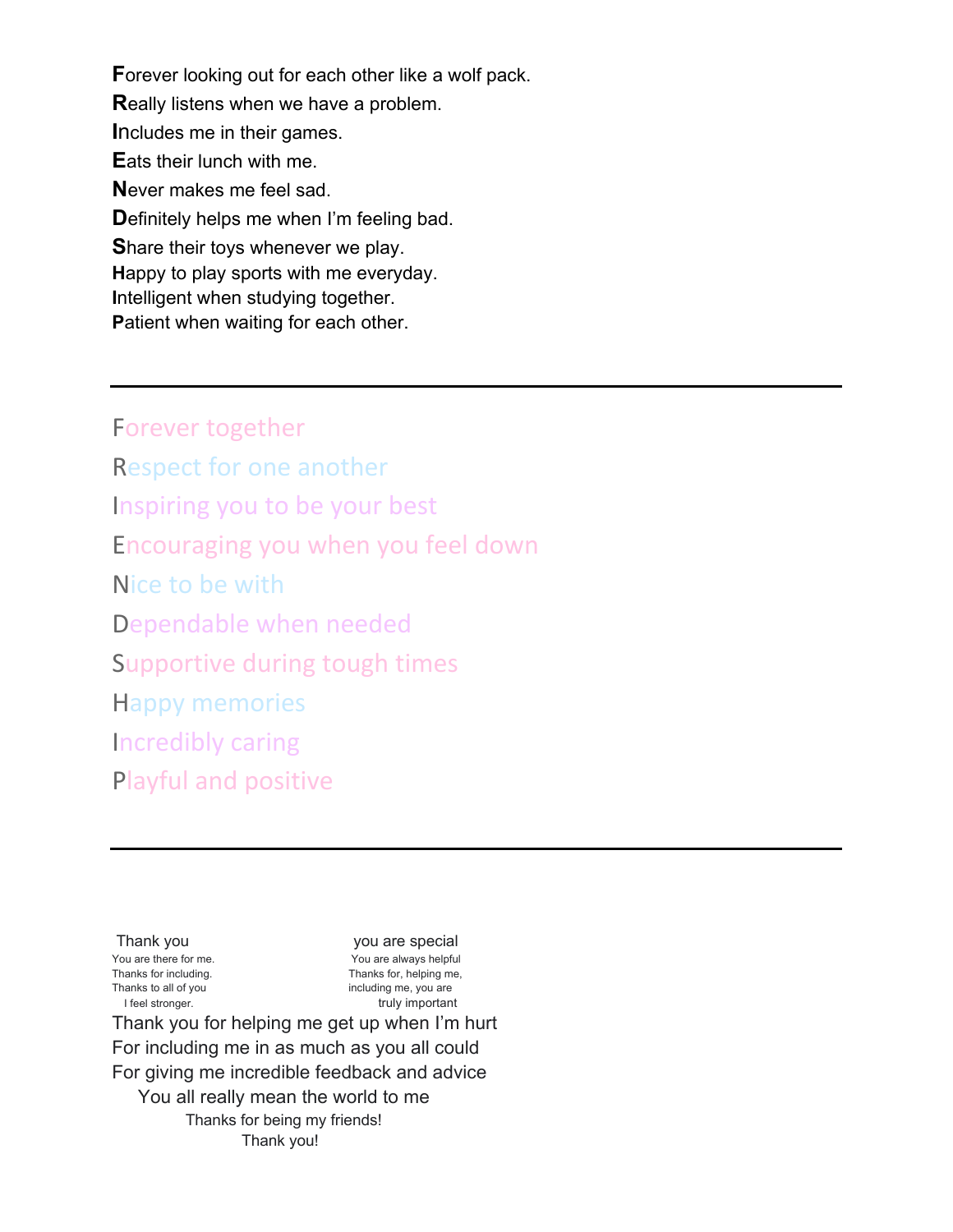**F**orever looking out for each other like a wolf pack.
**R**eally listens when we have a problem.
**I**ncludes me in their games.
**E**ats their lunch with me.
**N**ever makes me feel sad.
**D**efinitely helps me when I'm feeling bad.
**S**hare their toys whenever we play.
**H**appy to play sports with me everyday.
**I**ntelligent when studying together.
**P**atient when waiting for each other.

---

Forever together
Respect for one another
Inspiring you to be your best
Encouraging you when you feel down
Nice to be with
Dependable when needed
Supportive during tough times
Happy memories
Incredibly caring
Playful and positive

---

Thank you
You are there for me.
Thanks for including.
Thanks to all of you
I feel stronger.

you are special
You are always helpful
Thanks for, helping me,
including me, you are
truly important

Thank you for helping me get up when I'm hurt
For including me in as much as you all could
For giving me incredible feedback and advice
You all really mean the world to me
Thanks for being my friends!
Thank you!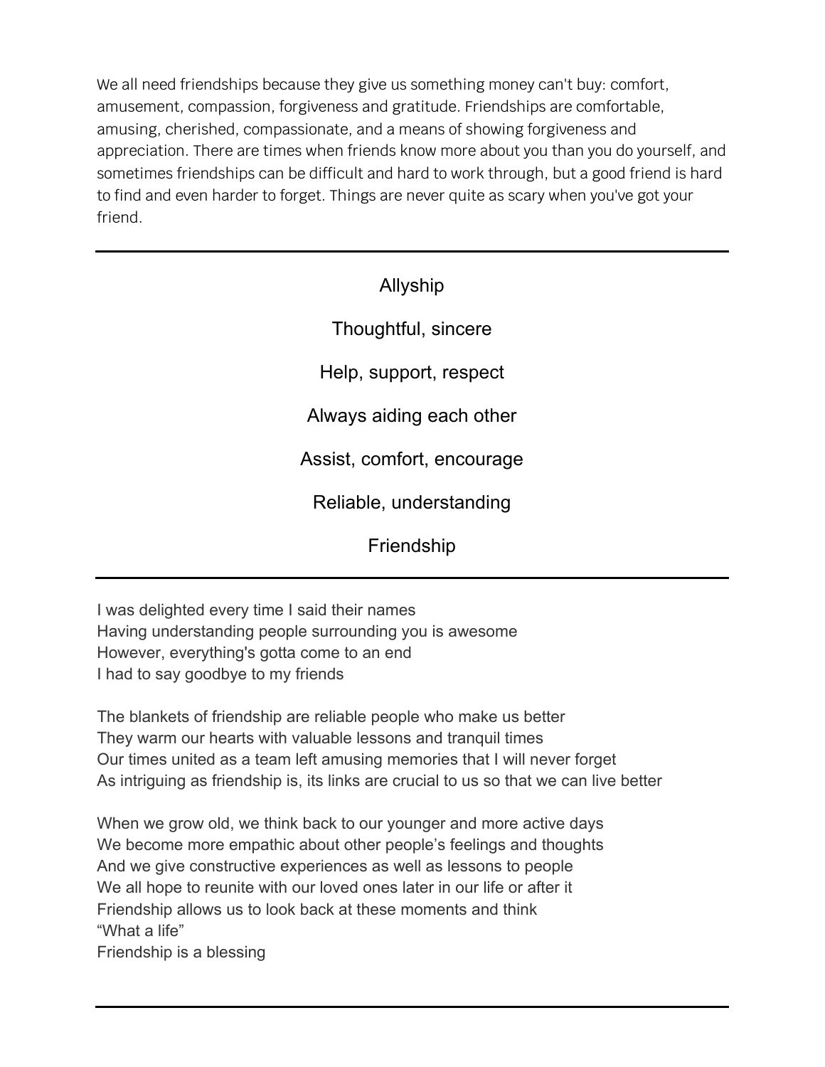We all need friendships because they give us something money can't buy: comfort, amusement, compassion, forgiveness and gratitude. Friendships are comfortable, amusing, cherished, compassionate, and a means of showing forgiveness and appreciation. There are times when friends know more about you than you do yourself, and sometimes friendships can be difficult and hard to work through, but a good friend is hard to find and even harder to forget. Things are never quite as scary when you've got your friend.

---

Allyship

Thoughtful, sincere

Help, support, respect

Always aiding each other

Assist, comfort, encourage

Reliable, understanding

Friendship

---

I was delighted every time I said their names
Having understanding people surrounding you is awesome
However, everything's gotta come to an end
I had to say goodbye to my friends

The blankets of friendship are reliable people who make us better
They warm our hearts with valuable lessons and tranquil times
Our times united as a team left amusing memories that I will never forget
As intriguing as friendship is, its links are crucial to us so that we can live better

When we grow old, we think back to our younger and more active days
We become more empathic about other people's feelings and thoughts
And we give constructive experiences as well as lessons to people
We all hope to reunite with our loved ones later in our life or after it
Friendship allows us to look back at these moments and think
"What a life"
Friendship is a blessing

---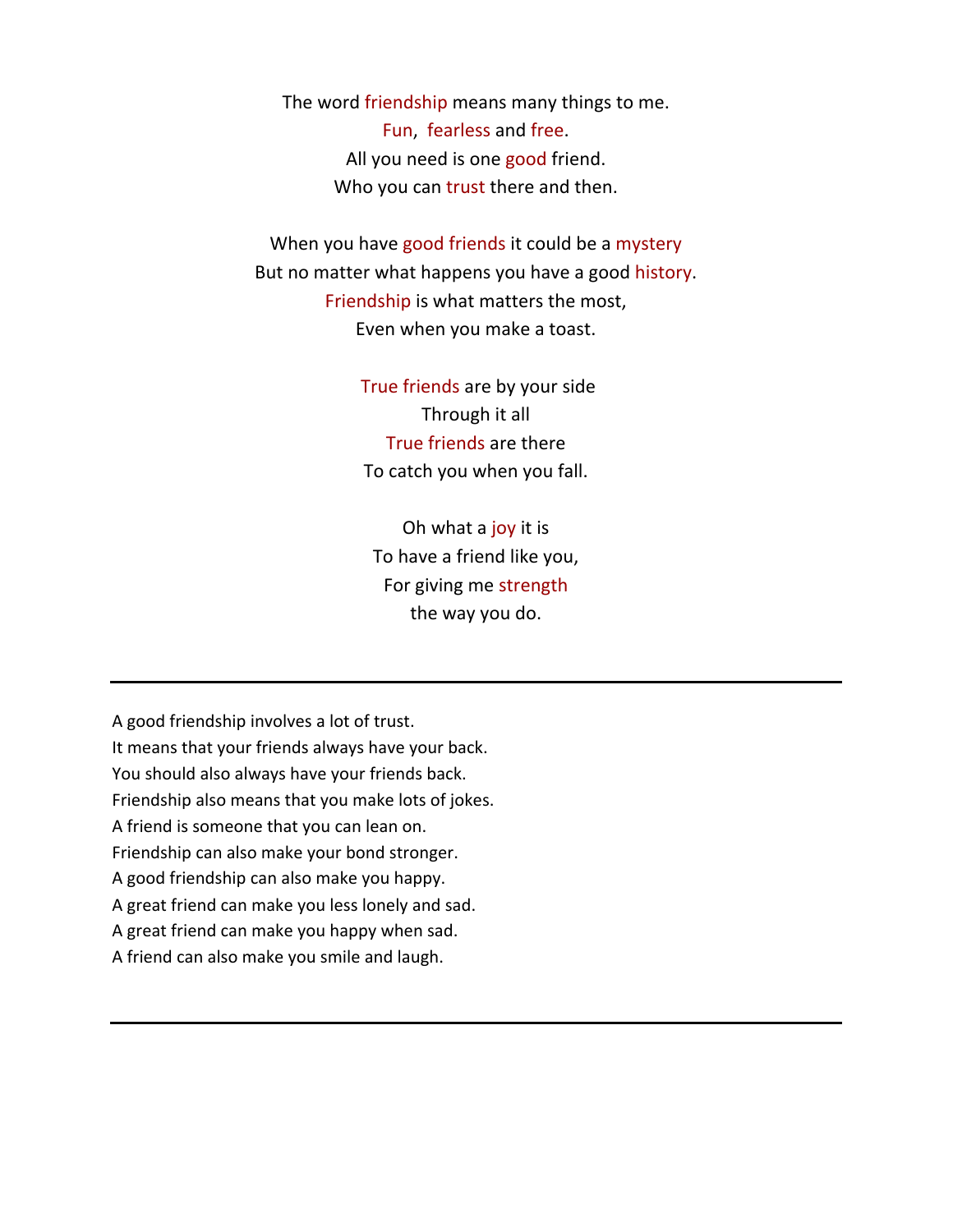The word friendship means many things to me.
Fun, fearless and free.
All you need is one good friend.
Who you can trust there and then.

When you have good friends it could be a mystery
But no matter what happens you have a good history.
Friendship is what matters the most,
Even when you make a toast.

True friends are by your side
Through it all
True friends are there
To catch you when you fall.

Oh what a joy it is
To have a friend like you,
For giving me strength
the way you do.

---

A good friendship involves a lot of trust.
It means that your friends always have your back.
You should also always have your friends back.
Friendship also means that you make lots of jokes.
A friend is someone that you can lean on.
Friendship can also make your bond stronger.
A good friendship can also make you happy.
A great friend can make you less lonely and sad.
A great friend can make you happy when sad.
A friend can also make you smile and laugh.

---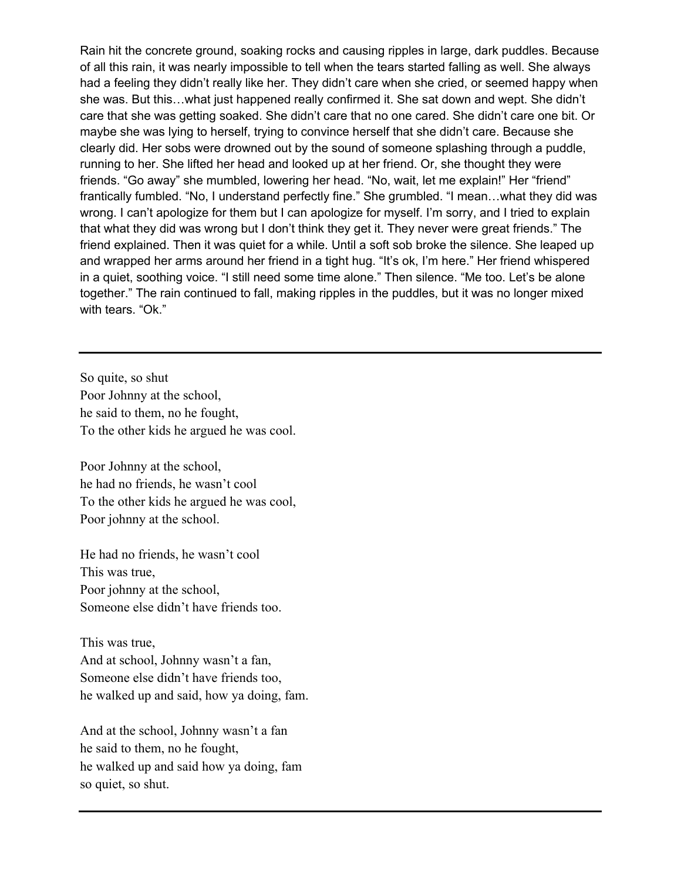Rain hit the concrete ground, soaking rocks and causing ripples in large, dark puddles. Because of all this rain, it was nearly impossible to tell when the tears started falling as well. She always had a feeling they didn't really like her. They didn't care when she cried, or seemed happy when she was. But this…what just happened really confirmed it. She sat down and wept. She didn't care that she was getting soaked. She didn't care that no one cared. She didn't care one bit. Or maybe she was lying to herself, trying to convince herself that she didn't care. Because she clearly did. Her sobs were drowned out by the sound of someone splashing through a puddle, running to her. She lifted her head and looked up at her friend. Or, she thought they were friends. "Go away" she mumbled, lowering her head. "No, wait, let me explain!" Her "friend" frantically fumbled. "No, I understand perfectly fine." She grumbled. "I mean…what they did was wrong. I can't apologize for them but I can apologize for myself. I'm sorry, and I tried to explain that what they did was wrong but I don't think they get it. They never were great friends." The friend explained. Then it was quiet for a while. Until a soft sob broke the silence. She leaped up and wrapped her arms around her friend in a tight hug. "It's ok, I'm here." Her friend whispered in a quiet, soothing voice. "I still need some time alone." Then silence. "Me too. Let's be alone together." The rain continued to fall, making ripples in the puddles, but it was no longer mixed with tears. "Ok."

---

So quite, so shut  
Poor Johnny at the school,  
he said to them, no he fought,  
To the other kids he argued he was cool.

Poor Johnny at the school,  
he had no friends, he wasn't cool  
To the other kids he argued he was cool,  
Poor johnny at the school.

He had no friends, he wasn't cool  
This was true,  
Poor johnny at the school,  
Someone else didn't have friends too.

This was true,  
And at school, Johnny wasn't a fan,  
Someone else didn't have friends too,  
he walked up and said, how ya doing, fam.

And at the school, Johnny wasn't a fan  
he said to them, no he fought,  
he walked up and said how ya doing, fam  
so quiet, so shut.

---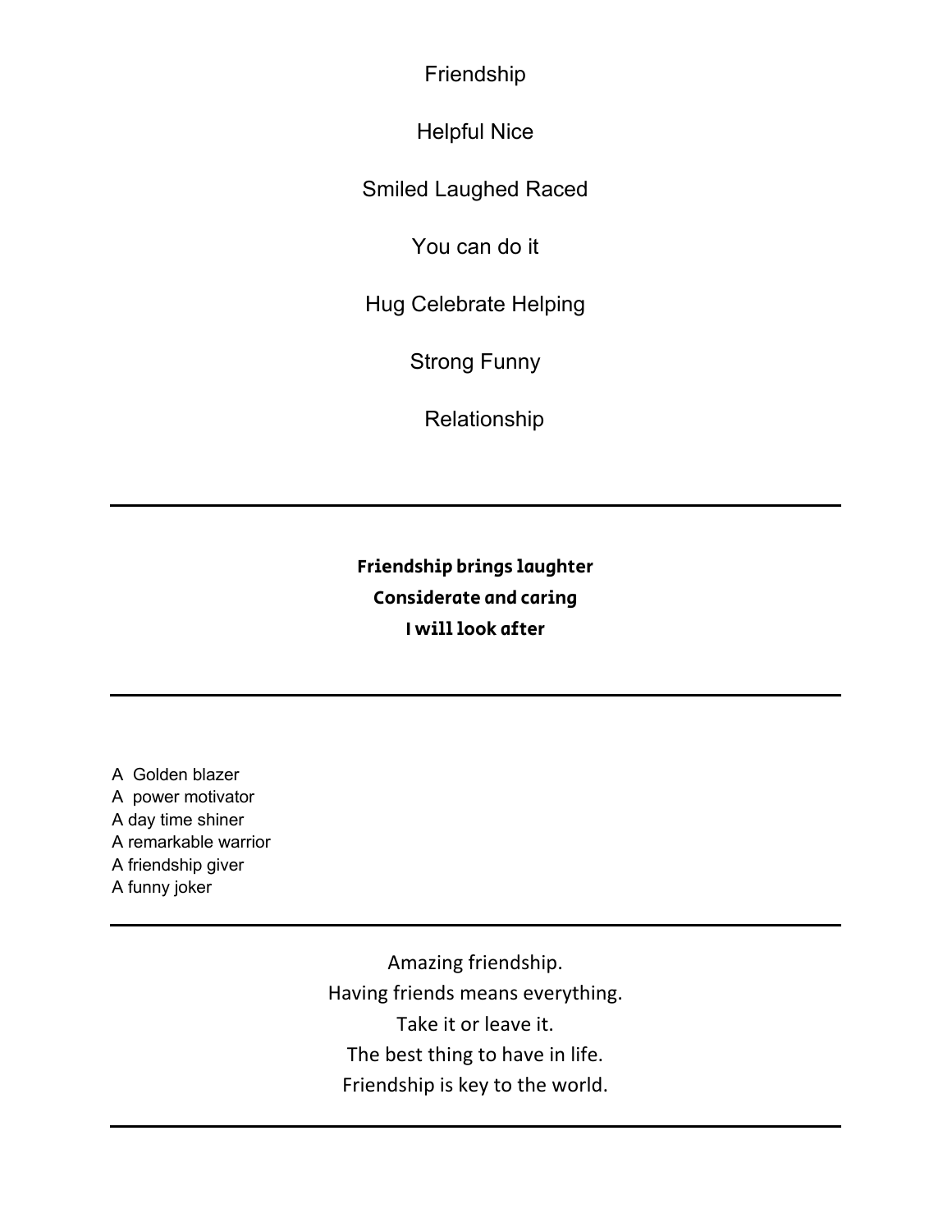Friendship

Helpful Nice

Smiled Laughed Raced

You can do it

Hug Celebrate Helping

Strong Funny

Relationship

---

**Friendship brings laughter**
**Considerate and caring**
**I will look after**

---

A  Golden blazer
A  power motivator
A day time shiner
A remarkable warrior
A friendship giver
A funny joker

---

Amazing friendship.
Having friends means everything.
Take it or leave it.
The best thing to have in life.
Friendship is key to the world.

---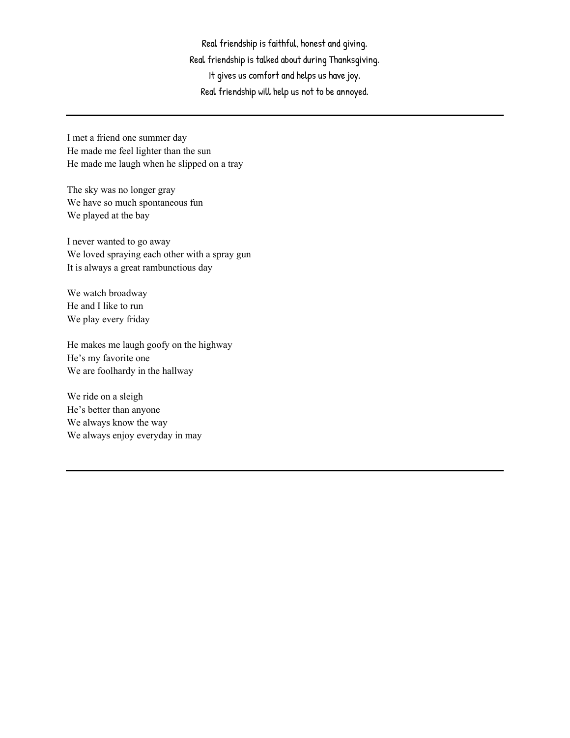Real friendship is faithful, honest and giving.
Real friendship is talked about during Thanksgiving.
It gives us comfort and helps us have joy.
Real friendship will help us not to be annoyed.

---

I met a friend one summer day
He made me feel lighter than the sun
He made me laugh when he slipped on a tray

The sky was no longer gray
We have so much spontaneous fun
We played at the bay

I never wanted to go away
We loved spraying each other with a spray gun
It is always a great rambunctious day

We watch broadway
He and I like to run
We play every friday

He makes me laugh goofy on the highway
He's my favorite one
We are foolhardy in the hallway

We ride on a sleigh
He's better than anyone
We always know the way
We always enjoy everyday in may

---